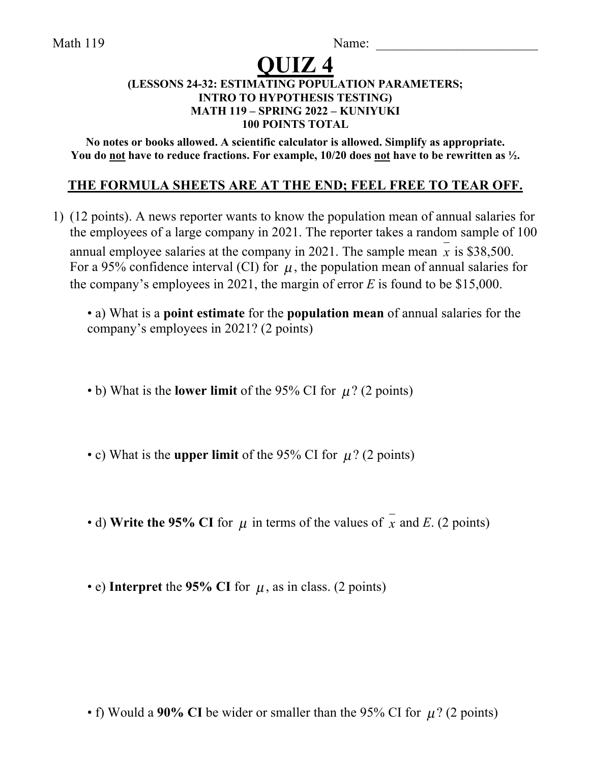Math 119 Name: ________________________

# QUIZ 4

**(LESSONS 24-32: ESTIMATING POPULATION PARAMETERS; INTRO TO HYPOTHESIS TESTING)**
**MATH 119 – SPRING 2022 – KUNIYUKI**
**100 POINTS TOTAL**

**No notes or books allowed. A scientific calculator is allowed. Simplify as appropriate. You do not have to reduce fractions. For example, 10/20 does not have to be rewritten as ½.**

**THE FORMULA SHEETS ARE AT THE END; FEEL FREE TO TEAR OFF.**

1) (12 points). A news reporter wants to know the population mean of annual salaries for the employees of a large company in 2021. The reporter takes a random sample of 100 annual employee salaries at the company in 2021. The sample mean $\bar{x}$ is \$38,500. For a 95% confidence interval (CI) for $\mu$, the population mean of annual salaries for the company's employees in 2021, the margin of error $E$ is found to be \$15,000.

- a) What is a **point estimate** for the **population mean** of annual salaries for the company's employees in 2021? (2 points)

- b) What is the **lower limit** of the 95% CI for $\mu$? (2 points)

- c) What is the **upper limit** of the 95% CI for $\mu$? (2 points)

- d) **Write the 95% CI** for $\mu$ in terms of the values of $\bar{x}$ and $E$. (2 points)

- e) **Interpret** the **95% CI** for $\mu$, as in class. (2 points)

- f) Would a **90% CI** be wider or smaller than the 95% CI for $\mu$? (2 points)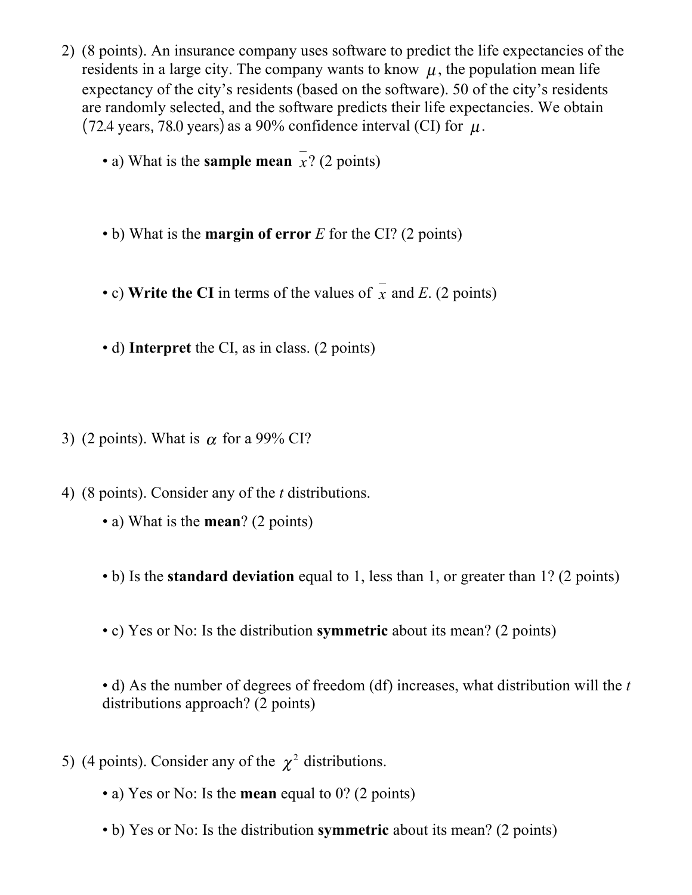2) (8 points). An insurance company uses software to predict the life expectancies of the residents in a large city. The company wants to know $\mu$, the population mean life expectancy of the city's residents (based on the software). 50 of the city's residents are randomly selected, and the software predicts their life expectancies. We obtain $(72.4 \text{ years}, 78.0 \text{ years})$ as a 90% confidence interval (CI) for $\mu$.

- a) What is the **sample mean** $\bar{x}$? (2 points)

- b) What is the **margin of error** $E$ for the CI? (2 points)

- c) **Write the CI** in terms of the values of $\bar{x}$ and $E$. (2 points)

- d) **Interpret** the CI, as in class. (2 points)

3) (2 points). What is $\alpha$ for a 99% CI?

4) (8 points). Consider any of the $t$ distributions.

- a) What is the **mean**? (2 points)

- b) Is the **standard deviation** equal to 1, less than 1, or greater than 1? (2 points)

- c) Yes or No: Is the distribution **symmetric** about its mean? (2 points)

- d) As the number of degrees of freedom (df) increases, what distribution will the $t$ distributions approach? (2 points)

5) (4 points). Consider any of the $\chi^2$ distributions.

- a) Yes or No: Is the **mean** equal to 0? (2 points)

- b) Yes or No: Is the distribution **symmetric** about its mean? (2 points)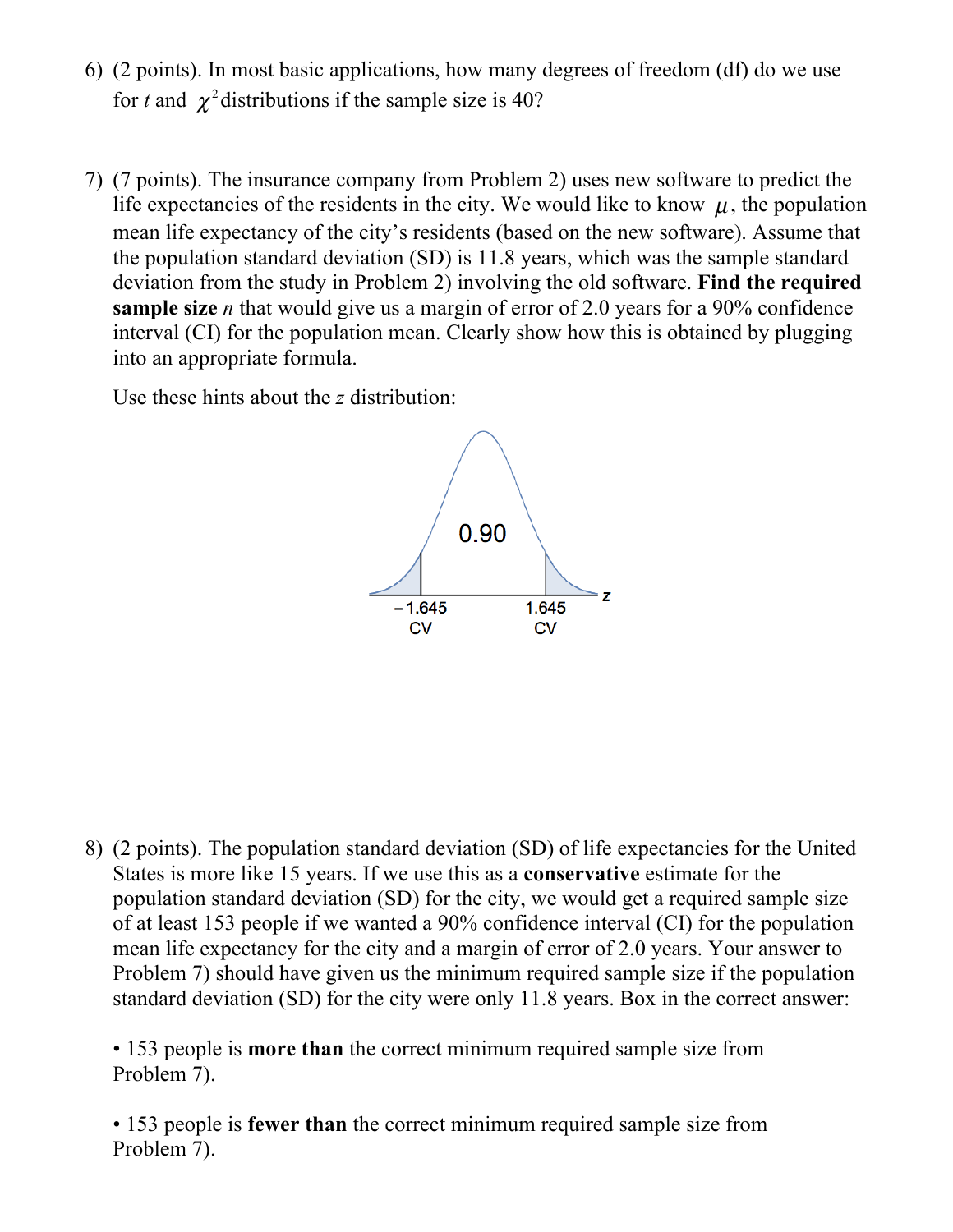6) (2 points). In most basic applications, how many degrees of freedom (df) do we use for $t$ and $\chi^2$ distributions if the sample size is 40?

7) (7 points). The insurance company from Problem 2) uses new software to predict the life expectancies of the residents in the city. We would like to know $\mu$, the population mean life expectancy of the city's residents (based on the new software). Assume that the population standard deviation (SD) is 11.8 years, which was the sample standard deviation from the study in Problem 2) involving the old software. **Find the required sample size** $n$ that would give us a margin of error of 2.0 years for a 90% confidence interval (CI) for the population mean. Clearly show how this is obtained by plugging into an appropriate formula.

Use these hints about the $z$ distribution:

0.90

−1.645 CV    1.645 CV    $z$

8) (2 points). The population standard deviation (SD) of life expectancies for the United States is more like 15 years. If we use this as a **conservative** estimate for the population standard deviation (SD) for the city, we would get a required sample size of at least 153 people if we wanted a 90% confidence interval (CI) for the population mean life expectancy for the city and a margin of error of 2.0 years. Your answer to Problem 7) should have given us the minimum required sample size if the population standard deviation (SD) for the city were only 11.8 years. Box in the correct answer:

- 153 people is **more than** the correct minimum required sample size from Problem 7).

- 153 people is **fewer than** the correct minimum required sample size from Problem 7).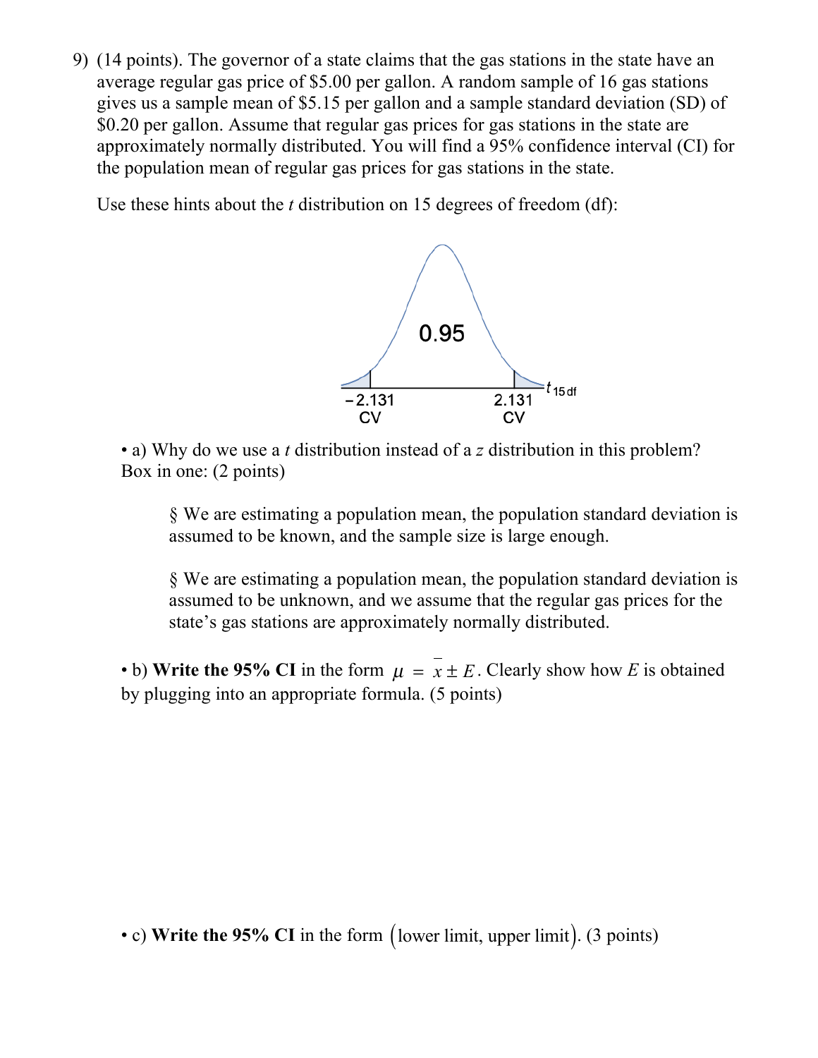9) (14 points). The governor of a state claims that the gas stations in the state have an average regular gas price of \$5.00 per gallon. A random sample of 16 gas stations gives us a sample mean of \$5.15 per gallon and a sample standard deviation (SD) of \$0.20 per gallon. Assume that regular gas prices for gas stations in the state are approximately normally distributed. You will find a 95% confidence interval (CI) for the population mean of regular gas prices for gas stations in the state.

Use these hints about the $t$ distribution on 15 degrees of freedom (df):

0.95

$-2.131$ CV    $2.131$ CV    $t_{15\text{ df}}$

• a) Why do we use a $t$ distribution instead of a $z$ distribution in this problem? Box in one: (2 points)

> § We are estimating a population mean, the population standard deviation is assumed to be known, and the sample size is large enough.
>
> § We are estimating a population mean, the population standard deviation is assumed to be unknown, and we assume that the regular gas prices for the state's gas stations are approximately normally distributed.

• b) **Write the 95% CI** in the form $\mu = \bar{x} \pm E$. Clearly show how $E$ is obtained by plugging into an appropriate formula. (5 points)

• c) **Write the 95% CI** in the form $(\text{lower limit, upper limit})$. (3 points)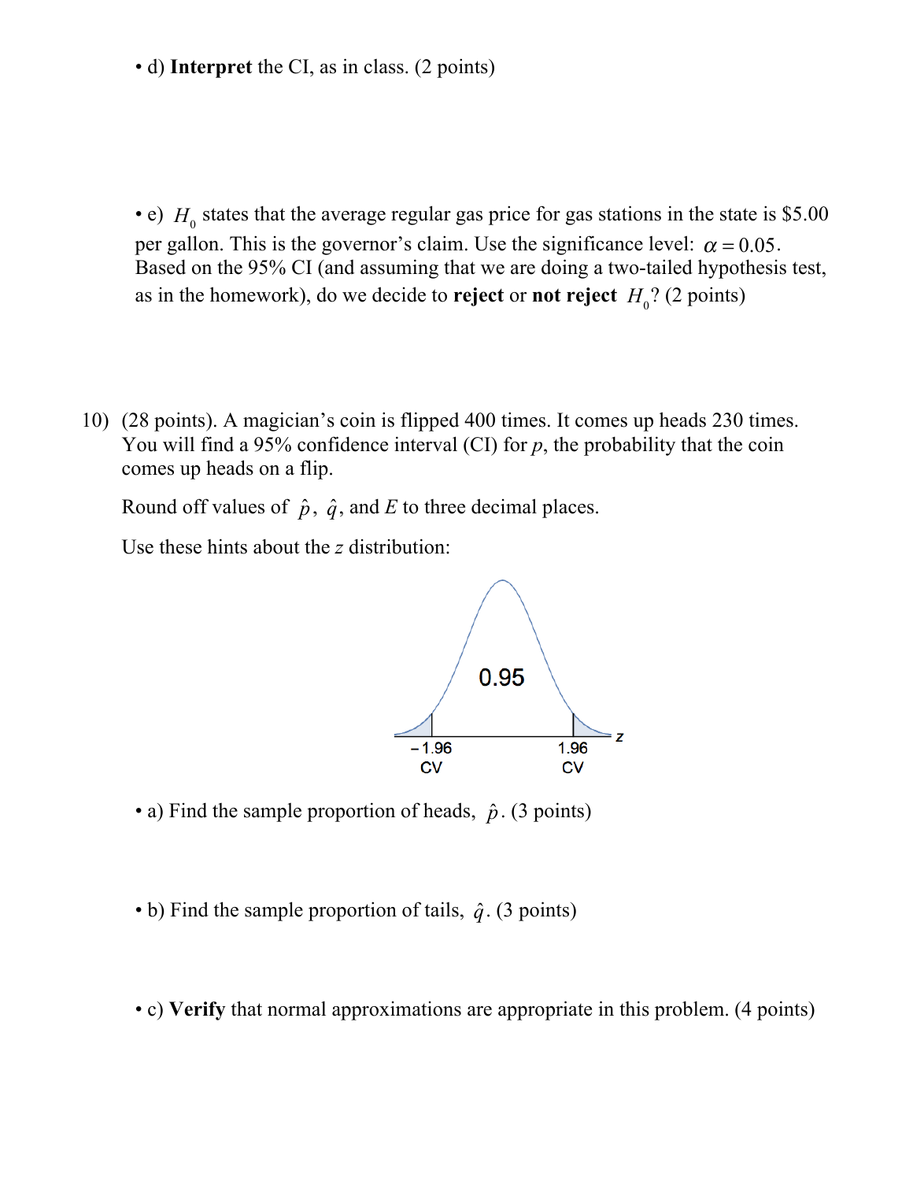- d) **Interpret** the CI, as in class. (2 points)

- e) $H_0$ states that the average regular gas price for gas stations in the state is \$5.00 per gallon. This is the governor's claim. Use the significance level: $\alpha = 0.05$. Based on the 95% CI (and assuming that we are doing a two-tailed hypothesis test, as in the homework), do we decide to **reject** or **not reject** $H_0$? (2 points)

10) (28 points). A magician's coin is flipped 400 times. It comes up heads 230 times. You will find a 95% confidence interval (CI) for $p$, the probability that the coin comes up heads on a flip.

    Round off values of $\hat{p}$, $\hat{q}$, and $E$ to three decimal places.

    Use these hints about the $z$ distribution:

    0.95

    $-1.96$ CV &nbsp;&nbsp;&nbsp; $1.96$ CV &nbsp;&nbsp;&nbsp; $z$

    - a) Find the sample proportion of heads, $\hat{p}$. (3 points)

    - b) Find the sample proportion of tails, $\hat{q}$. (3 points)

    - c) **Verify** that normal approximations are appropriate in this problem. (4 points)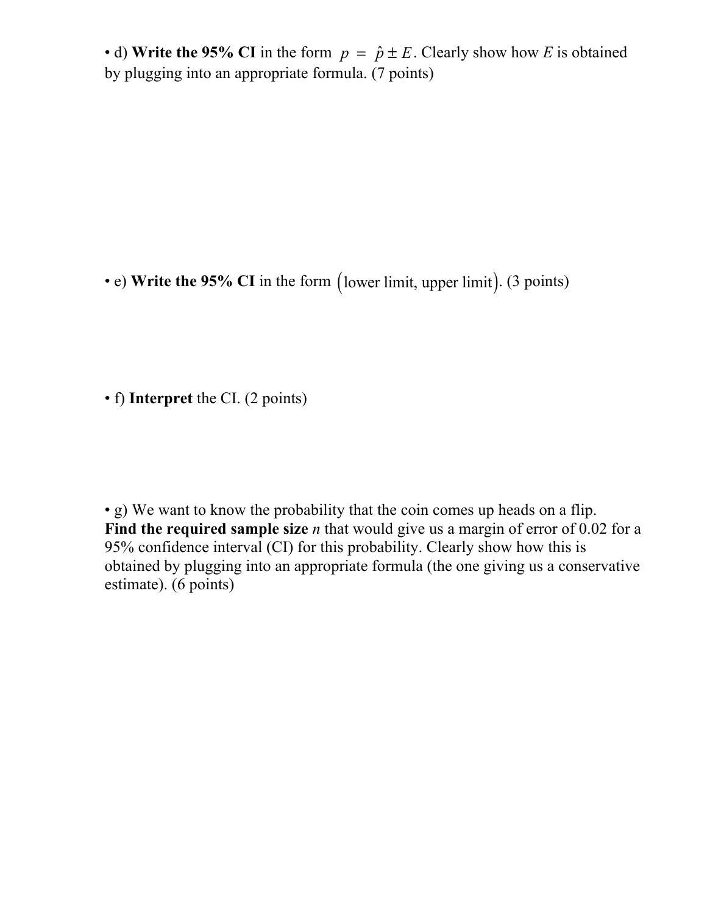- d) **Write the 95% CI** in the form $p = \hat{p} \pm E$. Clearly show how $E$ is obtained by plugging into an appropriate formula. (7 points)

- e) **Write the 95% CI** in the form $\left(\text{lower limit, upper limit}\right)$. (3 points)

- f) **Interpret** the CI. (2 points)

- g) We want to know the probability that the coin comes up heads on a flip. **Find the required sample size** $n$ that would give us a margin of error of 0.02 for a 95% confidence interval (CI) for this probability. Clearly show how this is obtained by plugging into an appropriate formula (the one giving us a conservative estimate). (6 points)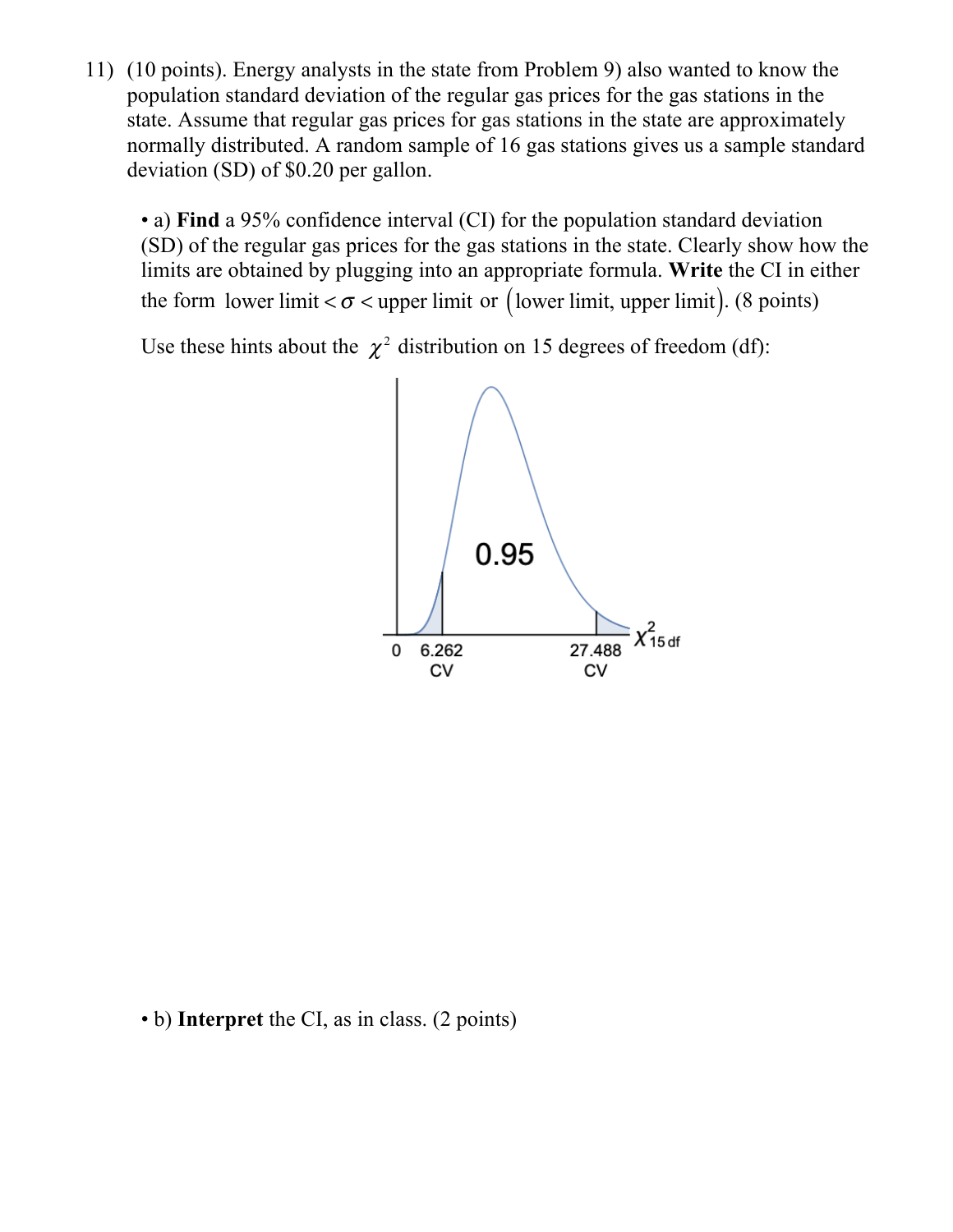11) (10 points). Energy analysts in the state from Problem 9) also wanted to know the population standard deviation of the regular gas prices for the gas stations in the state. Assume that regular gas prices for gas stations in the state are approximately normally distributed. A random sample of 16 gas stations gives us a sample standard deviation (SD) of $0.20 per gallon.

- a) **Find** a 95% confidence interval (CI) for the population standard deviation (SD) of the regular gas prices for the gas stations in the state. Clearly show how the limits are obtained by plugging into an appropriate formula. **Write** the CI in either the form lower limit $< \sigma <$ upper limit or $(\text{lower limit, upper limit})$. (8 points)

  Use these hints about the $\chi^2$ distribution on 15 degrees of freedom (df):

  0.95

  0 6.262 CV 27.488 CV $\chi^2_{15\text{ df}}$

- b) **Interpret** the CI, as in class. (2 points)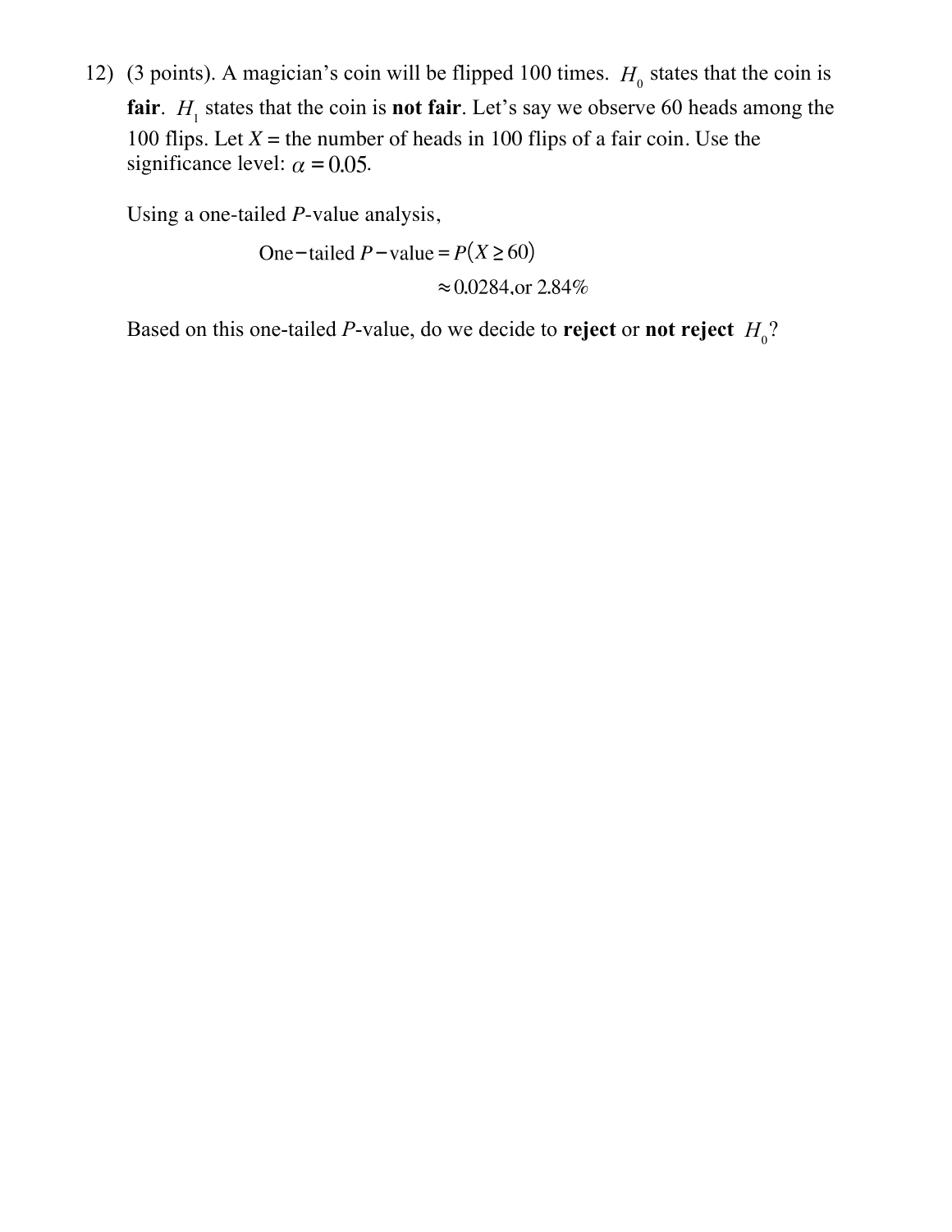12) (3 points). A magician's coin will be flipped 100 times. $H_0$ states that the coin is **fair**. $H_1$ states that the coin is **not fair**. Let's say we observe 60 heads among the 100 flips. Let $X$ = the number of heads in 100 flips of a fair coin. Use the significance level: $\alpha = 0.05$.

Using a one-tailed *P*-value analysis,

$$\text{One-tailed } P\text{-value} = P(X \geq 60)$$
$$\approx 0.0284, \text{or } 2.84\%$$

Based on this one-tailed *P*-value, do we decide to **reject** or **not reject** $H_0$?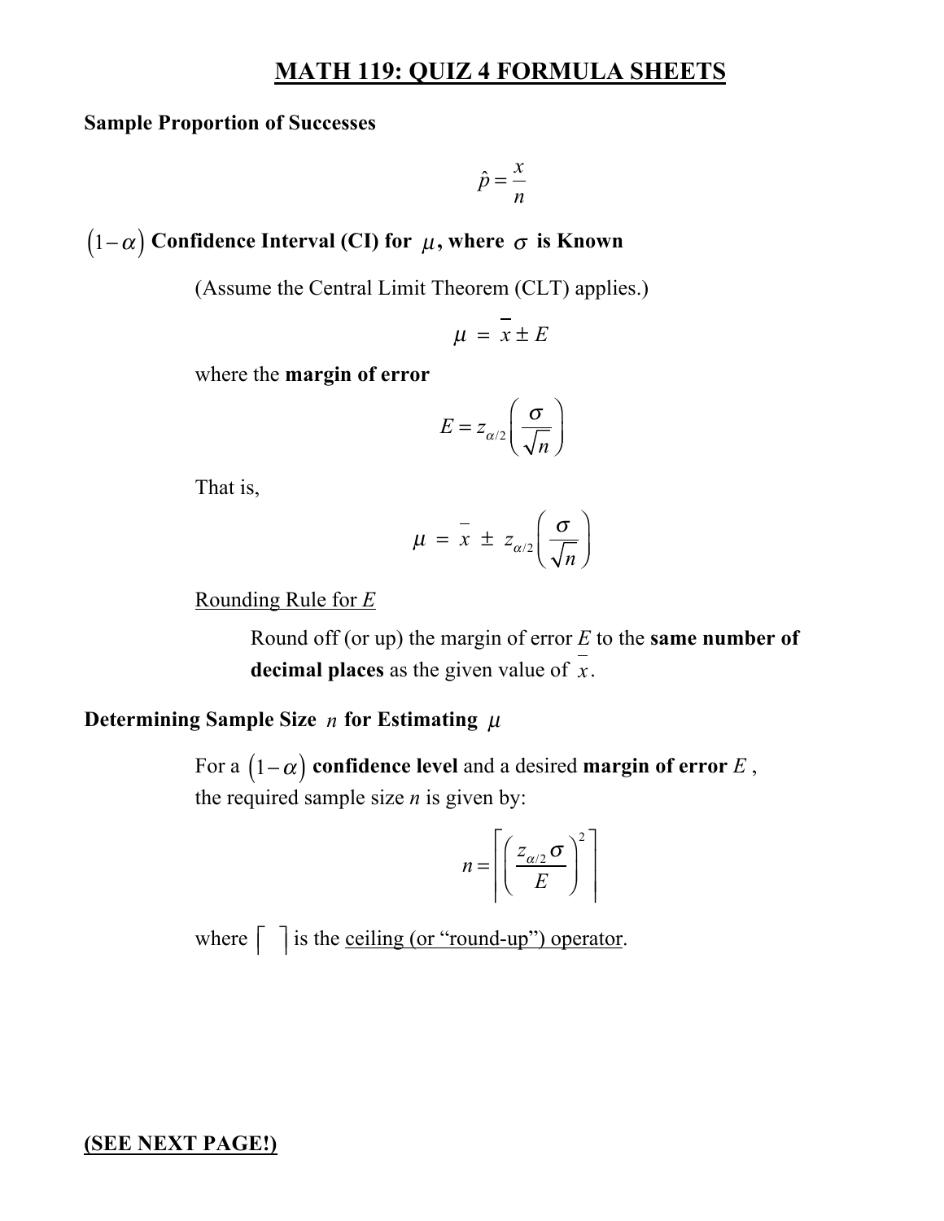# MATH 119: QUIZ 4 FORMULA SHEETS

### Sample Proportion of Successes

$$\hat{p} = \frac{x}{n}$$

### $(1-\alpha)$ Confidence Interval (CI) for $\mu$, where $\sigma$ is Known

(Assume the Central Limit Theorem (CLT) applies.)

$$\mu = \bar{x} \pm E$$

where the **margin of error**

$$E = z_{\alpha/2}\left(\frac{\sigma}{\sqrt{n}}\right)$$

That is,

$$\mu = \bar{x} \pm z_{\alpha/2}\left(\frac{\sigma}{\sqrt{n}}\right)$$

Rounding Rule for $E$

Round off (or up) the margin of error $E$ to the **same number of decimal places** as the given value of $\bar{x}$.

### Determining Sample Size $n$ for Estimating $\mu$

For a $(1-\alpha)$ **confidence level** and a desired **margin of error** $E$, the required sample size $n$ is given by:

$$n = \left\lceil \left(\frac{z_{\alpha/2}\,\sigma}{E}\right)^2 \right\rceil$$

where $\lceil \quad \rceil$ is the ceiling (or "round-up") operator.

**(SEE NEXT PAGE!)**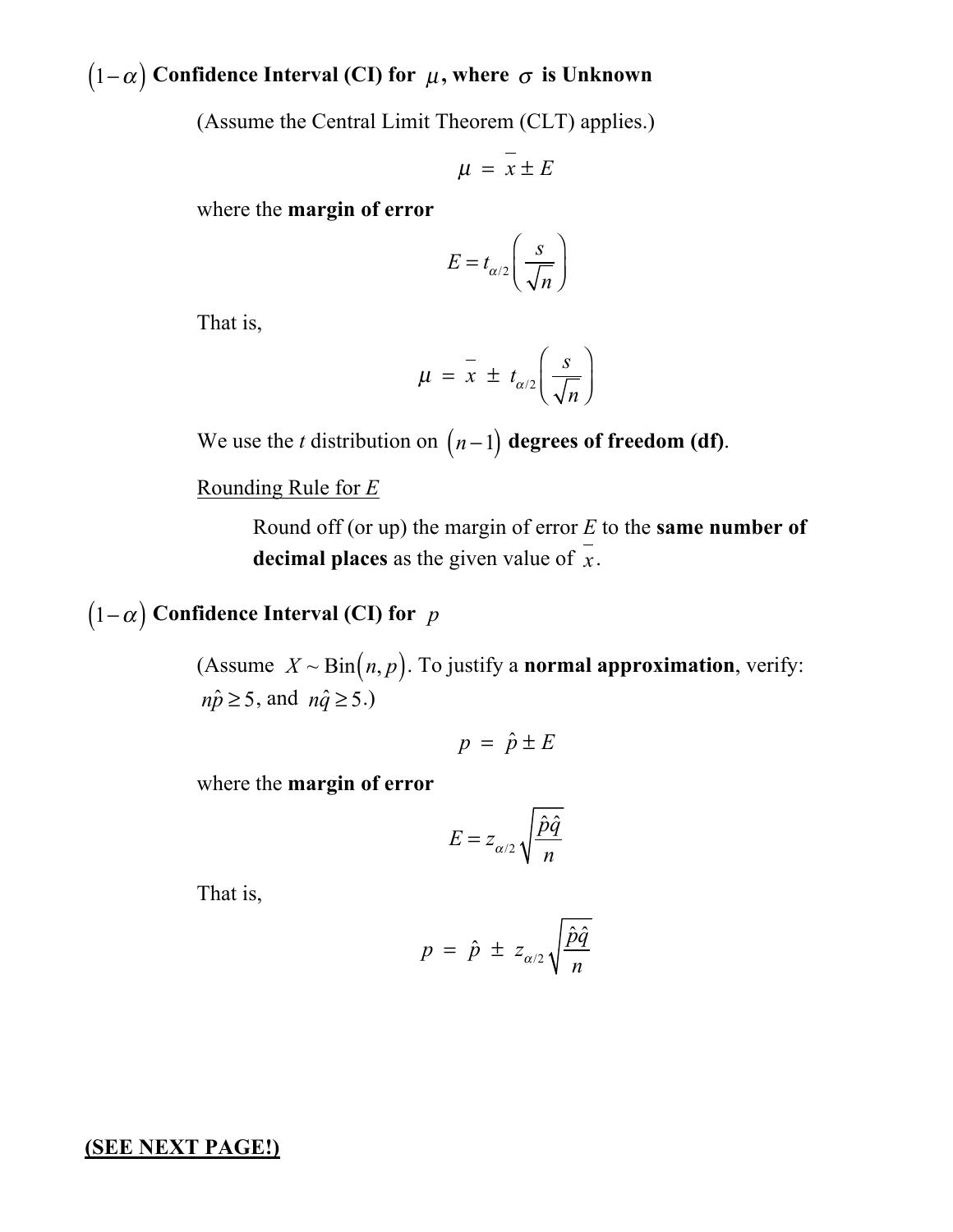## $(1-\alpha)$ Confidence Interval (CI) for $\mu$, where $\sigma$ is Unknown

(Assume the Central Limit Theorem (CLT) applies.)

$$\mu = \bar{x} \pm E$$

where the **margin of error**

$$E = t_{\alpha/2}\left(\frac{s}{\sqrt{n}}\right)$$

That is,

$$\mu = \bar{x} \pm t_{\alpha/2}\left(\frac{s}{\sqrt{n}}\right)$$

We use the *t* distribution on $(n-1)$ **degrees of freedom (df)**.

Rounding Rule for $E$

Round off (or up) the margin of error $E$ to the **same number of decimal places** as the given value of $\bar{x}$.

## $(1-\alpha)$ Confidence Interval (CI) for $p$

(Assume $X \sim \text{Bin}(n, p)$. To justify a **normal approximation**, verify: $n\hat{p} \geq 5$, and $n\hat{q} \geq 5$.)

$$p = \hat{p} \pm E$$

where the **margin of error**

$$E = z_{\alpha/2}\sqrt{\frac{\hat{p}\hat{q}}{n}}$$

That is,

$$p = \hat{p} \pm z_{\alpha/2}\sqrt{\frac{\hat{p}\hat{q}}{n}}$$

**(SEE NEXT PAGE!)**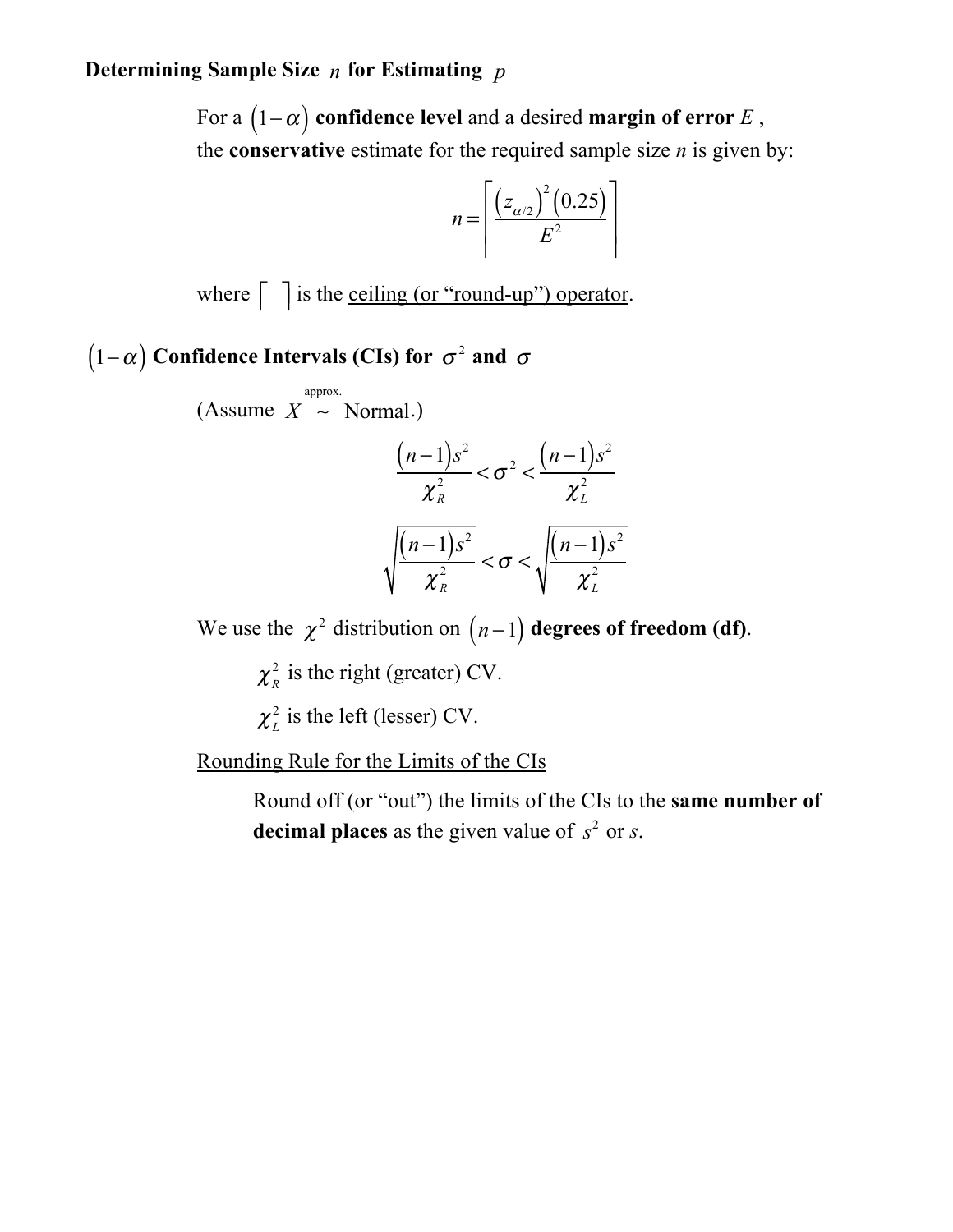**Determining Sample Size $n$ for Estimating $p$**

For a $(1-\alpha)$ **confidence level** and a desired **margin of error** $E$, the **conservative** estimate for the required sample size $n$ is given by:

$$n = \left\lceil \frac{\left(z_{\alpha/2}\right)^2 (0.25)}{E^2} \right\rceil$$

where $\lceil \quad \rceil$ is the ceiling (or "round-up") operator.

**$(1-\alpha)$ Confidence Intervals (CIs) for $\sigma^2$ and $\sigma$**

(Assume $X \overset{\text{approx.}}{\sim}$ Normal.)

$$\frac{(n-1)s^2}{\chi_R^2} < \sigma^2 < \frac{(n-1)s^2}{\chi_L^2}$$

$$\sqrt{\frac{(n-1)s^2}{\chi_R^2}} < \sigma < \sqrt{\frac{(n-1)s^2}{\chi_L^2}}$$

We use the $\chi^2$ distribution on $(n-1)$ **degrees of freedom (df)**.

- $\chi_R^2$ is the right (greater) CV.
- $\chi_L^2$ is the left (lesser) CV.

Rounding Rule for the Limits of the CIs

Round off (or "out") the limits of the CIs to the **same number of decimal places** as the given value of $s^2$ or $s$.